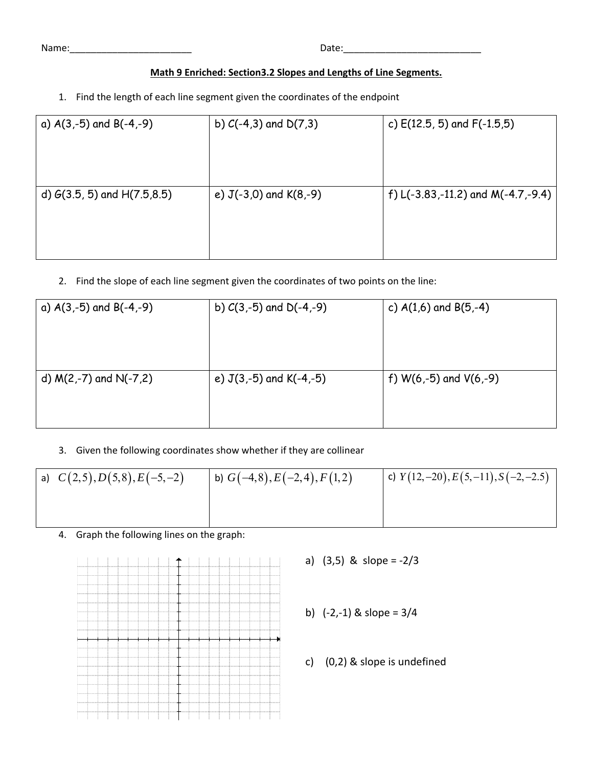Name:________________________ Date:___________________________

**Math 9 Enriched: Section3.2 Slopes and Lengths of Line Segments.**

1. Find the length of each line segment given the coordinates of the endpoint

| a) A(3,-5) and B(-4,-9) | b) C(-4,3) and D(7,3) | c) E(12.5, 5) and F(-1.5,5) |
|---|---|---|
| d) G(3.5, 5) and H(7.5,8.5) | e) J(-3,0) and K(8,-9) | f) L(-3.83,-11.2) and M(-4.7,-9.4) |

2. Find the slope of each line segment given the coordinates of two points on the line:

| a) A(3,-5) and B(-4,-9) | b) C(3,-5) and D(-4,-9) | c) A(1,6) and B(5,-4) |
|---|---|---|
| d) M(2,-7) and N(-7,2) | e) J(3,-5) and K(-4,-5) | f) W(6,-5) and V(6,-9) |

3. Given the following coordinates show whether if they are collinear

| a) $C(2,5), D(5,8), E(-5,-2)$ | b) $G(-4,8), E(-2,4), F(1,2)$ | c) $Y(12,-20), E(5,-11), S(-2,-2.5)$ |
|---|---|---|

4. Graph the following lines on the graph:

a) (3,5) & slope = -2/3

b) (-2,-1) & slope = 3/4

c) (0,2) & slope is undefined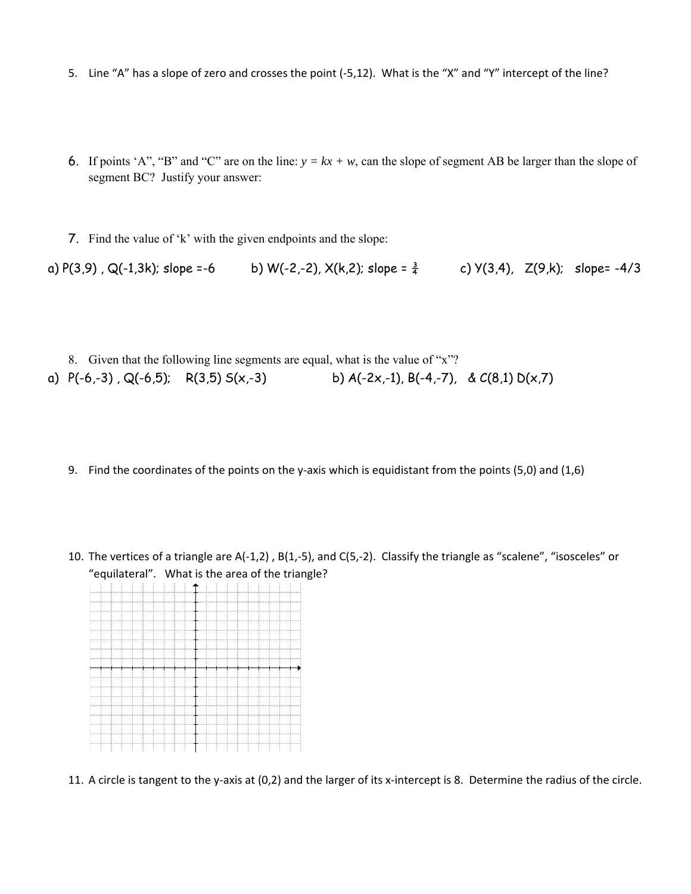5. Line "A" has a slope of zero and crosses the point (-5,12). What is the "X" and "Y" intercept of the line?

6. If points 'A", "B" and "C" are on the line: $y = kx + w$, can the slope of segment AB be larger than the slope of segment BC? Justify your answer:

7. Find the value of 'k' with the given endpoints and the slope:

a) P(3,9) , Q(-1,3k); slope =-6   b) W(-2,-2), X(k,2); slope = $\frac{3}{4}$   c) Y(3,4), Z(9,k); slope= -4/3

8. Given that the following line segments are equal, what is the value of "x"?

a) P(-6,-3) , Q(-6,5); R(3,5) S(x,-3)   b) A(-2x,-1), B(-4,-7), & C(8,1) D(x,7)

9. Find the coordinates of the points on the y-axis which is equidistant from the points (5,0) and (1,6)

10. The vertices of a triangle are A(-1,2) , B(1,-5), and C(5,-2). Classify the triangle as "scalene", "isosceles" or "equilateral". What is the area of the triangle?

11. A circle is tangent to the y-axis at (0,2) and the larger of its x-intercept is 8. Determine the radius of the circle.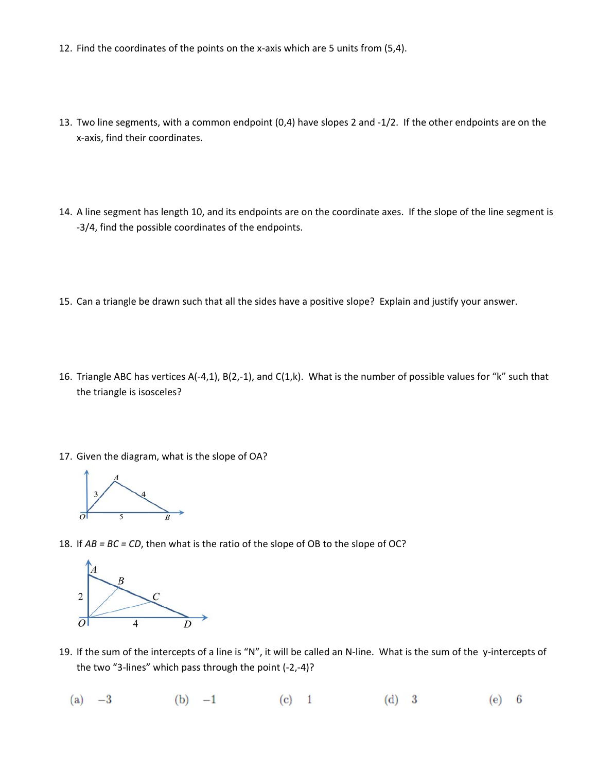12. Find the coordinates of the points on the x-axis which are 5 units from (5,4).

13. Two line segments, with a common endpoint (0,4) have slopes 2 and -1/2. If the other endpoints are on the x-axis, find their coordinates.

14. A line segment has length 10, and its endpoints are on the coordinate axes. If the slope of the line segment is -3/4, find the possible coordinates of the endpoints.

15. Can a triangle be drawn such that all the sides have a positive slope? Explain and justify your answer.

16. Triangle ABC has vertices A(-4,1), B(2,-1), and C(1,k). What is the number of possible values for "k" such that the triangle is isosceles?

17. Given the diagram, what is the slope of OA?

18. If *AB* = *BC* = *CD*, then what is the ratio of the slope of OB to the slope of OC?

19. If the sum of the intercepts of a line is "N", it will be called an N-line. What is the sum of the y-intercepts of the two "3-lines" which pass through the point (-2,-4)?

(a) $-3$ (b) $-1$ (c) $1$ (d) $3$ (e) $6$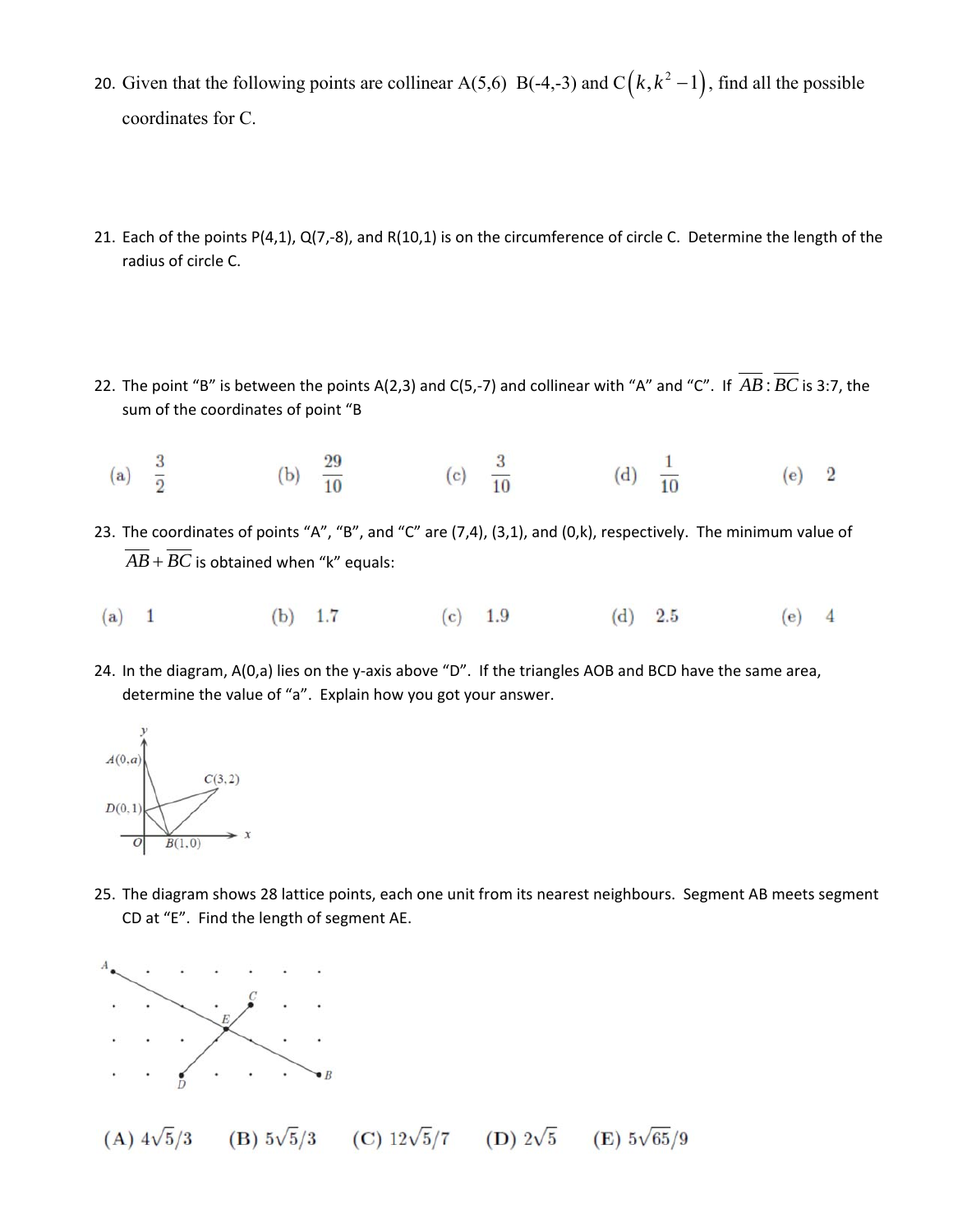20. Given that the following points are collinear A(5,6) B(-4,-3) and C$\left(k, k^2 - 1\right)$, find all the possible coordinates for C.

21. Each of the points P(4,1), Q(7,-8), and R(10,1) is on the circumference of circle C. Determine the length of the radius of circle C.

22. The point "B" is between the points A(2,3) and C(5,-7) and collinear with "A" and "C". If $\overline{AB} : \overline{BC}$ is 3:7, the sum of the coordinates of point "B

(a) $\frac{3}{2}$ (b) $\frac{29}{10}$ (c) $\frac{3}{10}$ (d) $\frac{1}{10}$ (e) 2

23. The coordinates of points "A", "B", and "C" are (7,4), (3,1), and (0,k), respectively. The minimum value of $\overline{AB} + \overline{BC}$ is obtained when "k" equals:

(a) 1 (b) 1.7 (c) 1.9 (d) 2.5 (e) 4

24. In the diagram, A(0,a) lies on the y-axis above "D". If the triangles AOB and BCD have the same area, determine the value of "a". Explain how you got your answer.

y

A(0,a)

C(3,2)

D(0,1)

O B(1,0) x

25. The diagram shows 28 lattice points, each one unit from its nearest neighbours. Segment AB meets segment CD at "E". Find the length of segment AE.

A

C

E

D

B

(A) $4\sqrt{5}/3$ (B) $5\sqrt{5}/3$ (C) $12\sqrt{5}/7$ (D) $2\sqrt{5}$ (E) $5\sqrt{65}/9$